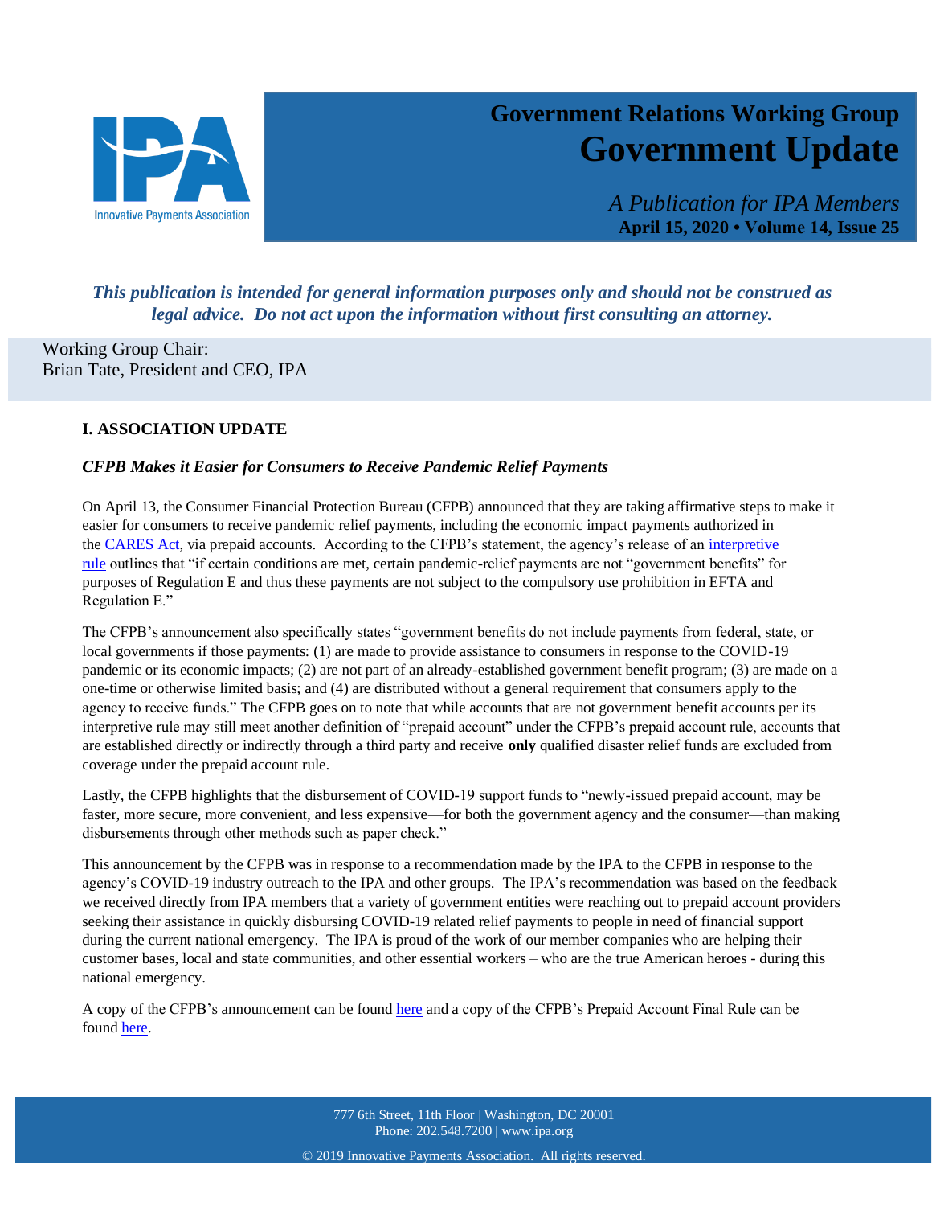# Government Relations Working Group
# Government Update

*A Publication for IPA Members*
**April 15, 2020 • Volume 14, Issue 25**

***This publication is intended for general information purposes only and should not be construed as legal advice. Do not act upon the information without first consulting an attorney.***

Working Group Chair:
Brian Tate, President and CEO, IPA

## I. ASSOCIATION UPDATE

### *CFPB Makes it Easier for Consumers to Receive Pandemic Relief Payments*

On April 13, the Consumer Financial Protection Bureau (CFPB) announced that they are taking affirmative steps to make it easier for consumers to receive pandemic relief payments, including the economic impact payments authorized in the CARES Act, via prepaid accounts. According to the CFPB's statement, the agency's release of an interpretive rule outlines that "if certain conditions are met, certain pandemic-relief payments are not "government benefits" for purposes of Regulation E and thus these payments are not subject to the compulsory use prohibition in EFTA and Regulation E."

The CFPB's announcement also specifically states "government benefits do not include payments from federal, state, or local governments if those payments: (1) are made to provide assistance to consumers in response to the COVID-19 pandemic or its economic impacts; (2) are not part of an already-established government benefit program; (3) are made on a one-time or otherwise limited basis; and (4) are distributed without a general requirement that consumers apply to the agency to receive funds." The CFPB goes on to note that while accounts that are not government benefit accounts per its interpretive rule may still meet another definition of "prepaid account" under the CFPB's prepaid account rule, accounts that are established directly or indirectly through a third party and receive **only** qualified disaster relief funds are excluded from coverage under the prepaid account rule.

Lastly, the CFPB highlights that the disbursement of COVID-19 support funds to "newly-issued prepaid account, may be faster, more secure, more convenient, and less expensive—for both the government agency and the consumer—than making disbursements through other methods such as paper check."

This announcement by the CFPB was in response to a recommendation made by the IPA to the CFPB in response to the agency's COVID-19 industry outreach to the IPA and other groups. The IPA's recommendation was based on the feedback we received directly from IPA members that a variety of government entities were reaching out to prepaid account providers seeking their assistance in quickly disbursing COVID-19 related relief payments to people in need of financial support during the current national emergency. The IPA is proud of the work of our member companies who are helping their customer bases, local and state communities, and other essential workers – who are the true American heroes - during this national emergency.

A copy of the CFPB's announcement can be found here and a copy of the CFPB's Prepaid Account Final Rule can be found here.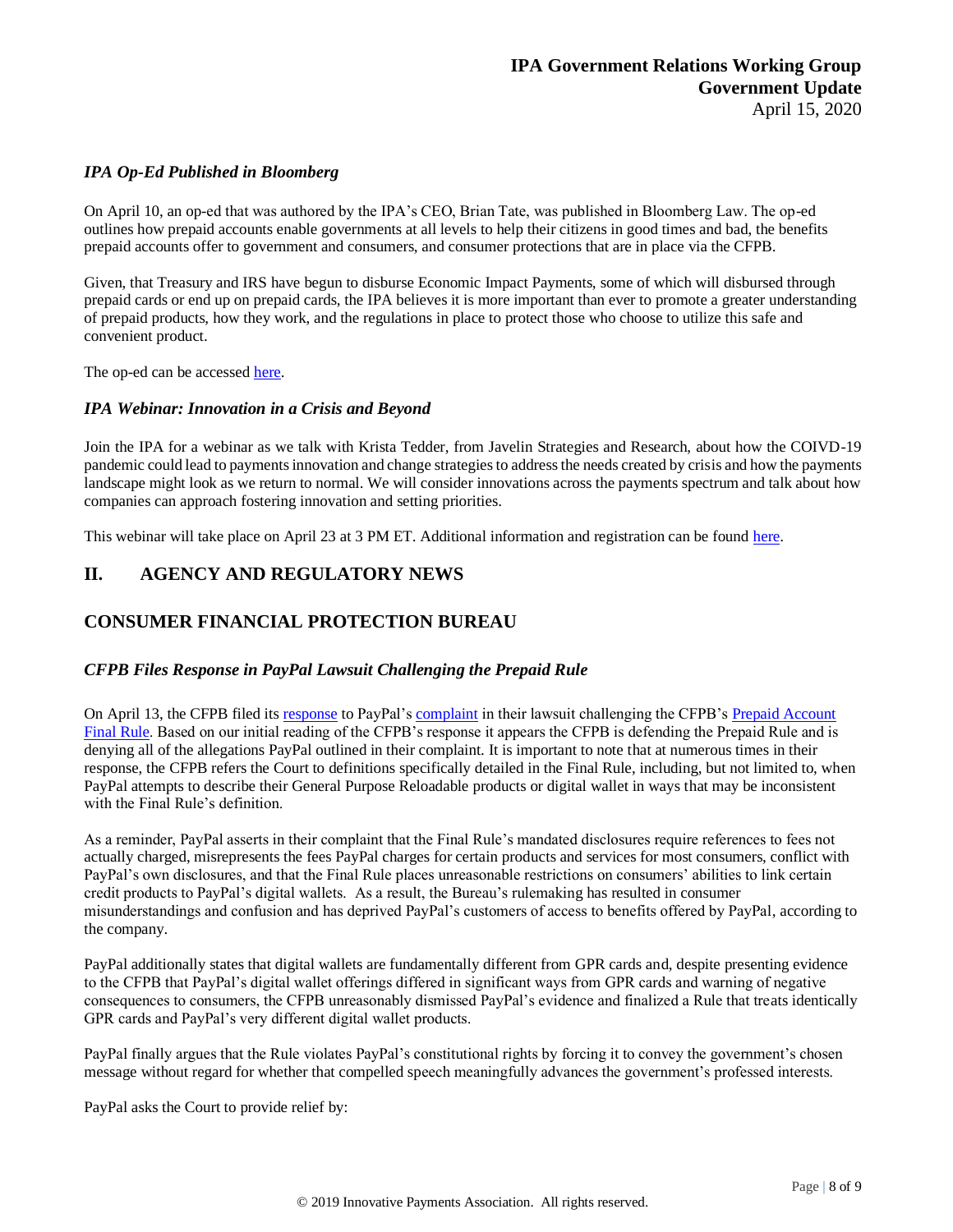### *IPA Op-Ed Published in Bloomberg*

On April 10, an op-ed that was authored by the IPA's CEO, Brian Tate, was published in Bloomberg Law. The op-ed outlines how prepaid accounts enable governments at all levels to help their citizens in good times and bad, the benefits prepaid accounts offer to government and consumers, and consumer protections that are in place via the CFPB.

Given, that Treasury and IRS have begun to disburse Economic Impact Payments, some of which will disbursed through prepaid cards or end up on prepaid cards, the IPA believes it is more important than ever to promote a greater understanding of prepaid products, how they work, and the regulations in place to protect those who choose to utilize this safe and convenient product.

The op-ed can be accessed here.

### *IPA Webinar: Innovation in a Crisis and Beyond*

Join the IPA for a webinar as we talk with Krista Tedder, from Javelin Strategies and Research, about how the COIVD-19 pandemic could lead to payments innovation and change strategies to address the needs created by crisis and how the payments landscape might look as we return to normal. We will consider innovations across the payments spectrum and talk about how companies can approach fostering innovation and setting priorities.

This webinar will take place on April 23 at 3 PM ET. Additional information and registration can be found here.

## II. AGENCY AND REGULATORY NEWS

## CONSUMER FINANCIAL PROTECTION BUREAU

### *CFPB Files Response in PayPal Lawsuit Challenging the Prepaid Rule*

On April 13, the CFPB filed its response to PayPal's complaint in their lawsuit challenging the CFPB's Prepaid Account Final Rule. Based on our initial reading of the CFPB's response it appears the CFPB is defending the Prepaid Rule and is denying all of the allegations PayPal outlined in their complaint. It is important to note that at numerous times in their response, the CFPB refers the Court to definitions specifically detailed in the Final Rule, including, but not limited to, when PayPal attempts to describe their General Purpose Reloadable products or digital wallet in ways that may be inconsistent with the Final Rule's definition.

As a reminder, PayPal asserts in their complaint that the Final Rule's mandated disclosures require references to fees not actually charged, misrepresents the fees PayPal charges for certain products and services for most consumers, conflict with PayPal's own disclosures, and that the Final Rule places unreasonable restrictions on consumers' abilities to link certain credit products to PayPal's digital wallets. As a result, the Bureau's rulemaking has resulted in consumer misunderstandings and confusion and has deprived PayPal's customers of access to benefits offered by PayPal, according to the company.

PayPal additionally states that digital wallets are fundamentally different from GPR cards and, despite presenting evidence to the CFPB that PayPal's digital wallet offerings differed in significant ways from GPR cards and warning of negative consequences to consumers, the CFPB unreasonably dismissed PayPal's evidence and finalized a Rule that treats identically GPR cards and PayPal's very different digital wallet products.

PayPal finally argues that the Rule violates PayPal's constitutional rights by forcing it to convey the government's chosen message without regard for whether that compelled speech meaningfully advances the government's professed interests.

PayPal asks the Court to provide relief by: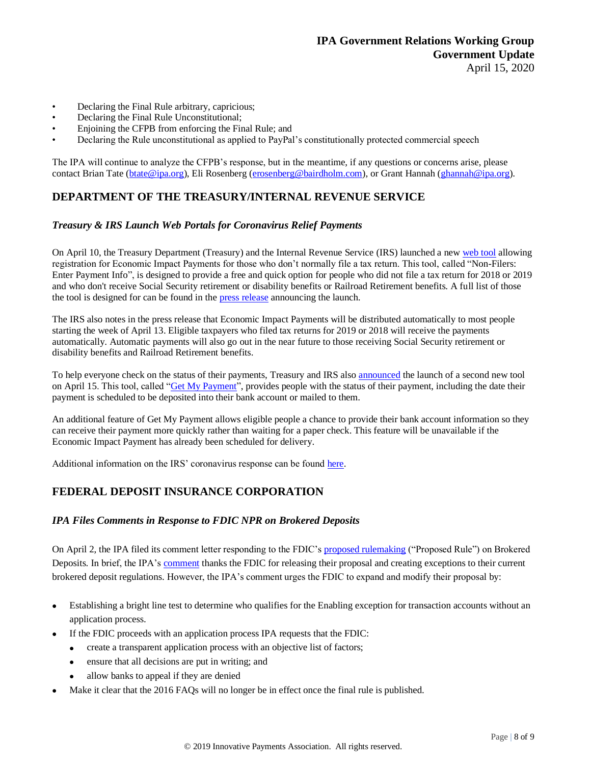- Declaring the Final Rule arbitrary, capricious;
- Declaring the Final Rule Unconstitutional;
- Enjoining the CFPB from enforcing the Final Rule; and
- Declaring the Rule unconstitutional as applied to PayPal's constitutionally protected commercial speech

The IPA will continue to analyze the CFPB's response, but in the meantime, if any questions or concerns arise, please contact Brian Tate (btate@ipa.org), Eli Rosenberg (erosenberg@bairdholm.com), or Grant Hannah (ghannah@ipa.org).

## DEPARTMENT OF THE TREASURY/INTERNAL REVENUE SERVICE

### *Treasury & IRS Launch Web Portals for Coronavirus Relief Payments*

On April 10, the Treasury Department (Treasury) and the Internal Revenue Service (IRS) launched a new web tool allowing registration for Economic Impact Payments for those who don't normally file a tax return. This tool, called "Non-Filers: Enter Payment Info", is designed to provide a free and quick option for people who did not file a tax return for 2018 or 2019 and who don't receive Social Security retirement or disability benefits or Railroad Retirement benefits. A full list of those the tool is designed for can be found in the press release announcing the launch.

The IRS also notes in the press release that Economic Impact Payments will be distributed automatically to most people starting the week of April 13. Eligible taxpayers who filed tax returns for 2019 or 2018 will receive the payments automatically. Automatic payments will also go out in the near future to those receiving Social Security retirement or disability benefits and Railroad Retirement benefits.

To help everyone check on the status of their payments, Treasury and IRS also announced the launch of a second new tool on April 15. This tool, called "Get My Payment", provides people with the status of their payment, including the date their payment is scheduled to be deposited into their bank account or mailed to them.

An additional feature of Get My Payment allows eligible people a chance to provide their bank account information so they can receive their payment more quickly rather than waiting for a paper check. This feature will be unavailable if the Economic Impact Payment has already been scheduled for delivery.

Additional information on the IRS' coronavirus response can be found here.

## FEDERAL DEPOSIT INSURANCE CORPORATION

### *IPA Files Comments in Response to FDIC NPR on Brokered Deposits*

On April 2, the IPA filed its comment letter responding to the FDIC's proposed rulemaking ("Proposed Rule") on Brokered Deposits. In brief, the IPA's comment thanks the FDIC for releasing their proposal and creating exceptions to their current brokered deposit regulations. However, the IPA's comment urges the FDIC to expand and modify their proposal by:

- Establishing a bright line test to determine who qualifies for the Enabling exception for transaction accounts without an application process.
- If the FDIC proceeds with an application process IPA requests that the FDIC:
  - create a transparent application process with an objective list of factors;
  - ensure that all decisions are put in writing; and
  - allow banks to appeal if they are denied
- Make it clear that the 2016 FAQs will no longer be in effect once the final rule is published.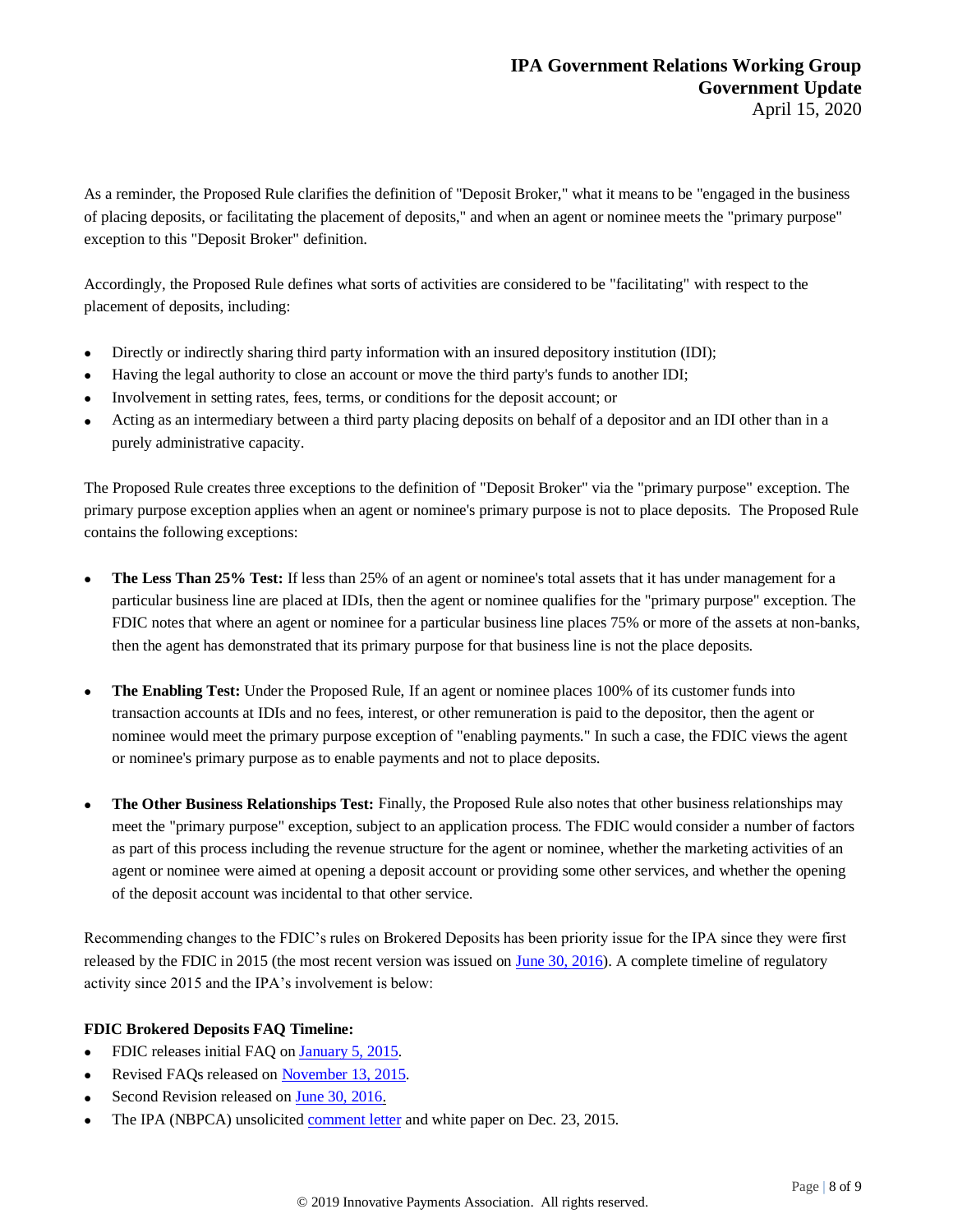As a reminder, the Proposed Rule clarifies the definition of "Deposit Broker," what it means to be "engaged in the business of placing deposits, or facilitating the placement of deposits," and when an agent or nominee meets the "primary purpose" exception to this "Deposit Broker" definition.

Accordingly, the Proposed Rule defines what sorts of activities are considered to be "facilitating" with respect to the placement of deposits, including:

- Directly or indirectly sharing third party information with an insured depository institution (IDI);
- Having the legal authority to close an account or move the third party's funds to another IDI;
- Involvement in setting rates, fees, terms, or conditions for the deposit account; or
- Acting as an intermediary between a third party placing deposits on behalf of a depositor and an IDI other than in a purely administrative capacity.

The Proposed Rule creates three exceptions to the definition of "Deposit Broker" via the "primary purpose" exception. The primary purpose exception applies when an agent or nominee's primary purpose is not to place deposits. The Proposed Rule contains the following exceptions:

- **The Less Than 25% Test:** If less than 25% of an agent or nominee's total assets that it has under management for a particular business line are placed at IDIs, then the agent or nominee qualifies for the "primary purpose" exception. The FDIC notes that where an agent or nominee for a particular business line places 75% or more of the assets at non-banks, then the agent has demonstrated that its primary purpose for that business line is not the place deposits.

- **The Enabling Test:** Under the Proposed Rule, If an agent or nominee places 100% of its customer funds into transaction accounts at IDIs and no fees, interest, or other remuneration is paid to the depositor, then the agent or nominee would meet the primary purpose exception of "enabling payments." In such a case, the FDIC views the agent or nominee's primary purpose as to enable payments and not to place deposits.

- **The Other Business Relationships Test:** Finally, the Proposed Rule also notes that other business relationships may meet the "primary purpose" exception, subject to an application process. The FDIC would consider a number of factors as part of this process including the revenue structure for the agent or nominee, whether the marketing activities of an agent or nominee were aimed at opening a deposit account or providing some other services, and whether the opening of the deposit account was incidental to that other service.

Recommending changes to the FDIC's rules on Brokered Deposits has been priority issue for the IPA since they were first released by the FDIC in 2015 (the most recent version was issued on June 30, 2016). A complete timeline of regulatory activity since 2015 and the IPA's involvement is below:

**FDIC Brokered Deposits FAQ Timeline:**

- FDIC releases initial FAQ on January 5, 2015.
- Revised FAQs released on November 13, 2015.
- Second Revision released on June 30, 2016.
- The IPA (NBPCA) unsolicited comment letter and white paper on Dec. 23, 2015.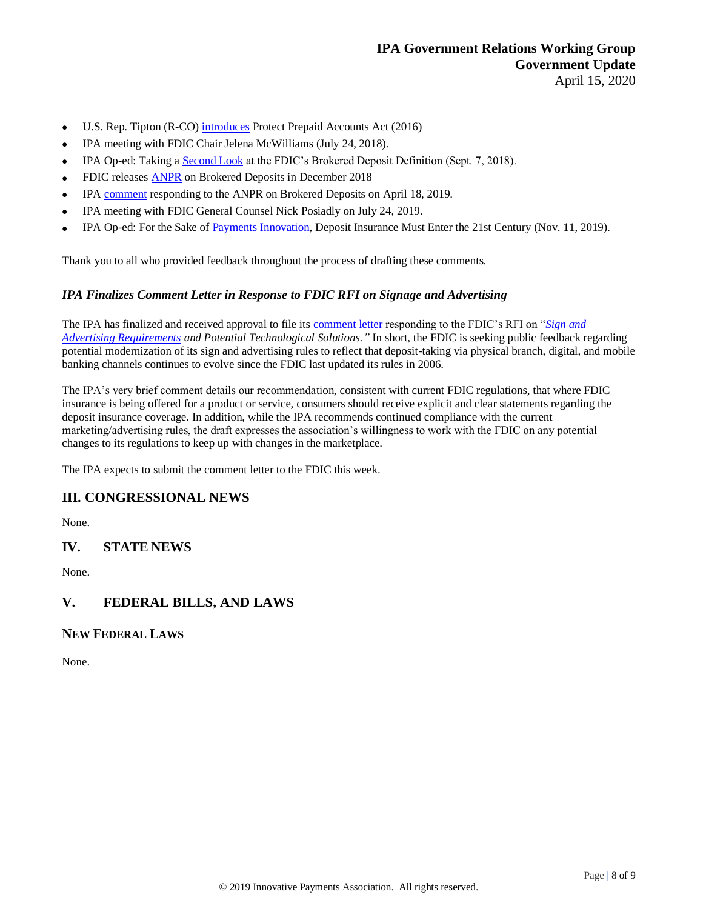- U.S. Rep. Tipton (R-CO) introduces Protect Prepaid Accounts Act (2016)
- IPA meeting with FDIC Chair Jelena McWilliams (July 24, 2018).
- IPA Op-ed: Taking a Second Look at the FDIC's Brokered Deposit Definition (Sept. 7, 2018).
- FDIC releases ANPR on Brokered Deposits in December 2018
- IPA comment responding to the ANPR on Brokered Deposits on April 18, 2019.
- IPA meeting with FDIC General Counsel Nick Posiadly on July 24, 2019.
- IPA Op-ed: For the Sake of Payments Innovation, Deposit Insurance Must Enter the 21st Century (Nov. 11, 2019).

Thank you to all who provided feedback throughout the process of drafting these comments.

### *IPA Finalizes Comment Letter in Response to FDIC RFI on Signage and Advertising*

The IPA has finalized and received approval to file its comment letter responding to the FDIC's RFI on "*Sign and Advertising Requirements and Potential Technological Solutions."* In short, the FDIC is seeking public feedback regarding potential modernization of its sign and advertising rules to reflect that deposit-taking via physical branch, digital, and mobile banking channels continues to evolve since the FDIC last updated its rules in 2006.

The IPA's very brief comment details our recommendation, consistent with current FDIC regulations, that where FDIC insurance is being offered for a product or service, consumers should receive explicit and clear statements regarding the deposit insurance coverage. In addition, while the IPA recommends continued compliance with the current marketing/advertising rules, the draft expresses the association's willingness to work with the FDIC on any potential changes to its regulations to keep up with changes in the marketplace.

The IPA expects to submit the comment letter to the FDIC this week.

## III. CONGRESSIONAL NEWS

None.

## IV. STATE NEWS

None.

## V. FEDERAL BILLS, AND LAWS

### NEW FEDERAL LAWS

None.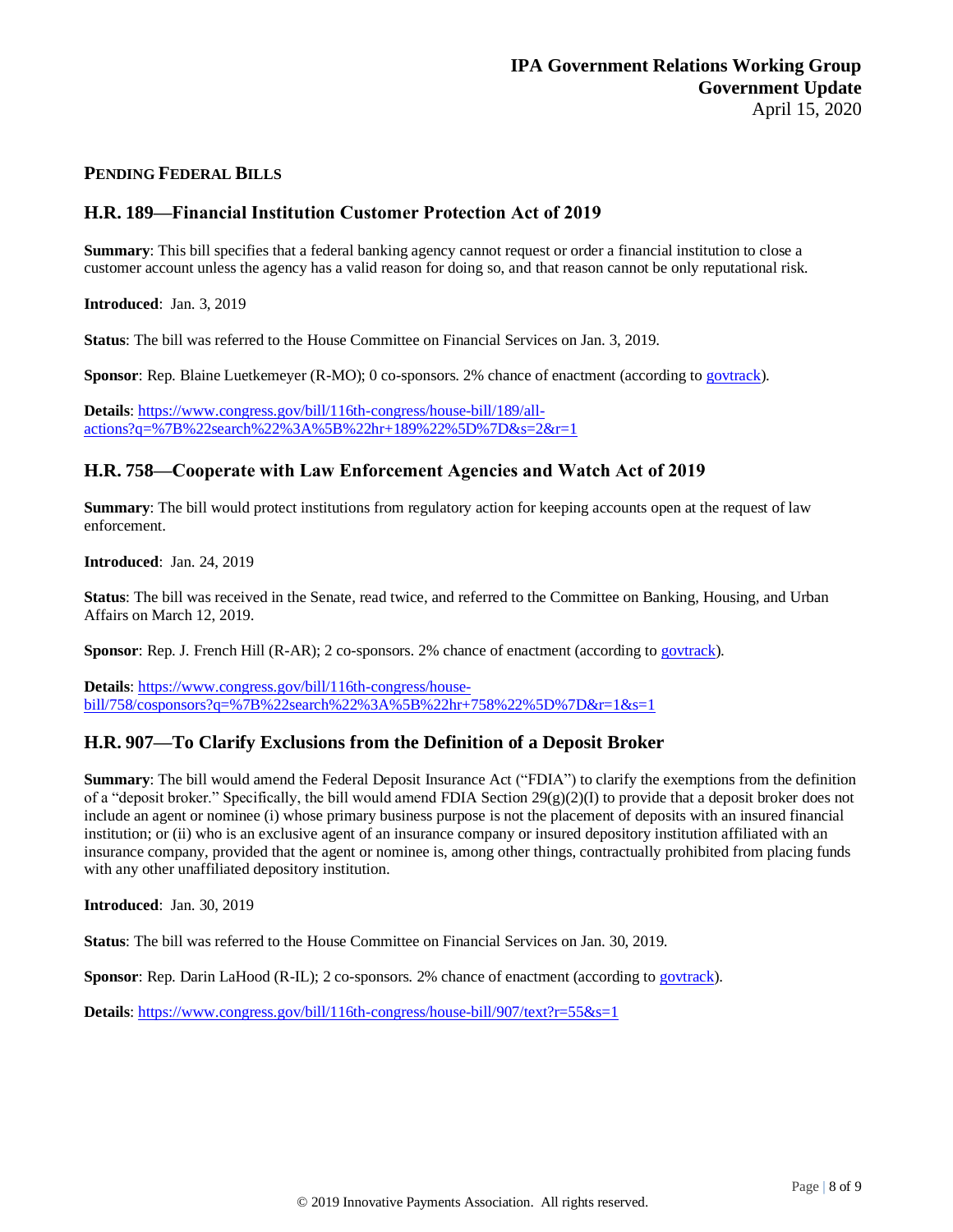## PENDING FEDERAL BILLS

### H.R. 189—Financial Institution Customer Protection Act of 2019

**Summary**: This bill specifies that a federal banking agency cannot request or order a financial institution to close a customer account unless the agency has a valid reason for doing so, and that reason cannot be only reputational risk.

**Introduced**: Jan. 3, 2019

**Status**: The bill was referred to the House Committee on Financial Services on Jan. 3, 2019.

**Sponsor**: Rep. Blaine Luetkemeyer (R-MO); 0 co-sponsors. 2% chance of enactment (according to govtrack).

**Details**: https://www.congress.gov/bill/116th-congress/house-bill/189/all-actions?q=%7B%22search%22%3A%5B%22hr+189%22%5D%7D&s=2&r=1

### H.R. 758—Cooperate with Law Enforcement Agencies and Watch Act of 2019

**Summary**: The bill would protect institutions from regulatory action for keeping accounts open at the request of law enforcement.

**Introduced**: Jan. 24, 2019

**Status**: The bill was received in the Senate, read twice, and referred to the Committee on Banking, Housing, and Urban Affairs on March 12, 2019.

**Sponsor**: Rep. J. French Hill (R-AR); 2 co-sponsors. 2% chance of enactment (according to govtrack).

**Details**: https://www.congress.gov/bill/116th-congress/house-bill/758/cosponsors?q=%7B%22search%22%3A%5B%22hr+758%22%5D%7D&r=1&s=1

### H.R. 907—To Clarify Exclusions from the Definition of a Deposit Broker

**Summary**: The bill would amend the Federal Deposit Insurance Act ("FDIA") to clarify the exemptions from the definition of a "deposit broker." Specifically, the bill would amend FDIA Section 29(g)(2)(I) to provide that a deposit broker does not include an agent or nominee (i) whose primary business purpose is not the placement of deposits with an insured financial institution; or (ii) who is an exclusive agent of an insurance company or insured depository institution affiliated with an insurance company, provided that the agent or nominee is, among other things, contractually prohibited from placing funds with any other unaffiliated depository institution.

**Introduced**: Jan. 30, 2019

**Status**: The bill was referred to the House Committee on Financial Services on Jan. 30, 2019.

**Sponsor**: Rep. Darin LaHood (R-IL); 2 co-sponsors. 2% chance of enactment (according to govtrack).

**Details**: https://www.congress.gov/bill/116th-congress/house-bill/907/text?r=55&s=1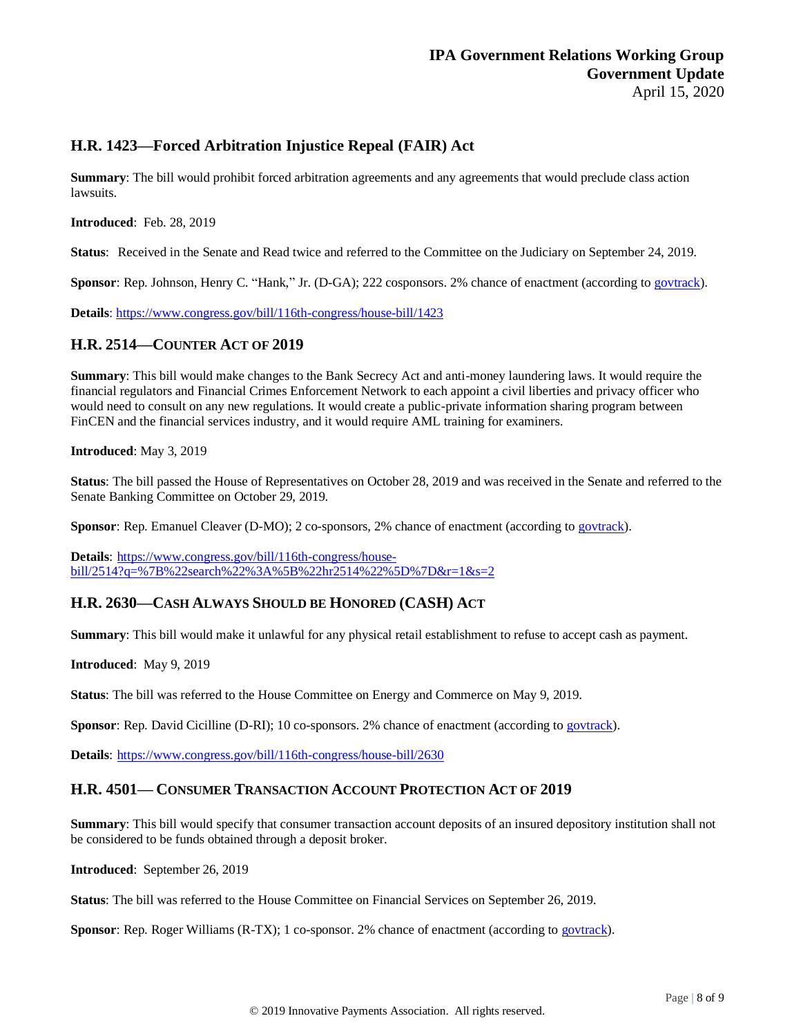## H.R. 1423—Forced Arbitration Injustice Repeal (FAIR) Act

**Summary**: The bill would prohibit forced arbitration agreements and any agreements that would preclude class action lawsuits.

**Introduced**: Feb. 28, 2019

**Status**: Received in the Senate and Read twice and referred to the Committee on the Judiciary on September 24, 2019.

**Sponsor**: Rep. Johnson, Henry C. "Hank," Jr. (D-GA); 222 cosponsors. 2% chance of enactment (according to govtrack).

**Details**: https://www.congress.gov/bill/116th-congress/house-bill/1423

## H.R. 2514—COUNTER ACT OF 2019

**Summary**: This bill would make changes to the Bank Secrecy Act and anti-money laundering laws. It would require the financial regulators and Financial Crimes Enforcement Network to each appoint a civil liberties and privacy officer who would need to consult on any new regulations. It would create a public-private information sharing program between FinCEN and the financial services industry, and it would require AML training for examiners.

**Introduced**: May 3, 2019

**Status**: The bill passed the House of Representatives on October 28, 2019 and was received in the Senate and referred to the Senate Banking Committee on October 29, 2019.

**Sponsor**: Rep. Emanuel Cleaver (D-MO); 2 co-sponsors, 2% chance of enactment (according to govtrack).

**Details**: https://www.congress.gov/bill/116th-congress/house-bill/2514?q=%7B%22search%22%3A%5B%22hr2514%22%5D%7D&r=1&s=2

## H.R. 2630—CASH ALWAYS SHOULD BE HONORED (CASH) ACT

**Summary**: This bill would make it unlawful for any physical retail establishment to refuse to accept cash as payment.

**Introduced**: May 9, 2019

**Status**: The bill was referred to the House Committee on Energy and Commerce on May 9, 2019.

**Sponsor**: Rep. David Cicilline (D-RI); 10 co-sponsors. 2% chance of enactment (according to govtrack).

**Details**: https://www.congress.gov/bill/116th-congress/house-bill/2630

## H.R. 4501— CONSUMER TRANSACTION ACCOUNT PROTECTION ACT OF 2019

**Summary**: This bill would specify that consumer transaction account deposits of an insured depository institution shall not be considered to be funds obtained through a deposit broker.

**Introduced**: September 26, 2019

**Status**: The bill was referred to the House Committee on Financial Services on September 26, 2019.

**Sponsor**: Rep. Roger Williams (R-TX); 1 co-sponsor. 2% chance of enactment (according to govtrack).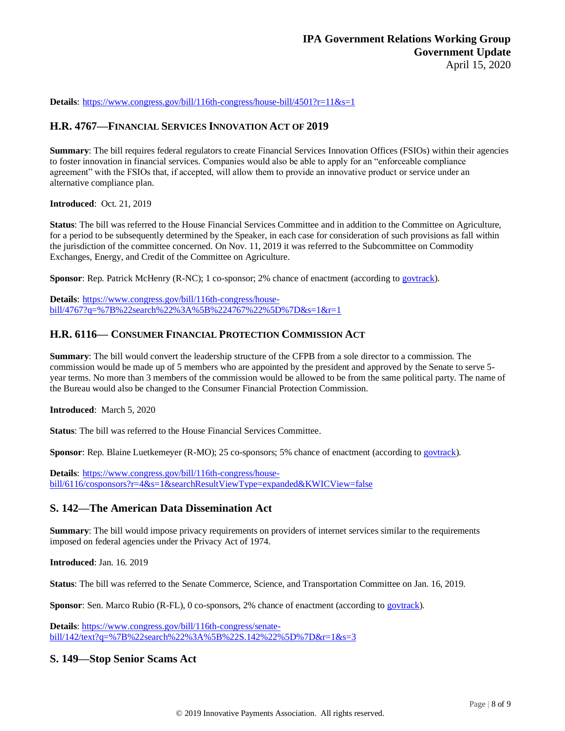**Details**: https://www.congress.gov/bill/116th-congress/house-bill/4501?r=11&s=1

## H.R. 4767—Financial Services Innovation Act of 2019

**Summary**: The bill requires federal regulators to create Financial Services Innovation Offices (FSIOs) within their agencies to foster innovation in financial services. Companies would also be able to apply for an "enforceable compliance agreement" with the FSIOs that, if accepted, will allow them to provide an innovative product or service under an alternative compliance plan.

**Introduced**: Oct. 21, 2019

**Status**: The bill was referred to the House Financial Services Committee and in addition to the Committee on Agriculture, for a period to be subsequently determined by the Speaker, in each case for consideration of such provisions as fall within the jurisdiction of the committee concerned. On Nov. 11, 2019 it was referred to the Subcommittee on Commodity Exchanges, Energy, and Credit of the Committee on Agriculture.

**Sponsor**: Rep. Patrick McHenry (R-NC); 1 co-sponsor; 2% chance of enactment (according to govtrack).

**Details**: https://www.congress.gov/bill/116th-congress/house-bill/4767?q=%7B%22search%22%3A%5B%224767%22%5D%7D&s=1&r=1

## H.R. 6116— Consumer Financial Protection Commission Act

**Summary**: The bill would convert the leadership structure of the CFPB from a sole director to a commission. The commission would be made up of 5 members who are appointed by the president and approved by the Senate to serve 5-year terms. No more than 3 members of the commission would be allowed to be from the same political party. The name of the Bureau would also be changed to the Consumer Financial Protection Commission.

**Introduced**: March 5, 2020

**Status**: The bill was referred to the House Financial Services Committee.

**Sponsor**: Rep. Blaine Luetkemeyer (R-MO); 25 co-sponsors; 5% chance of enactment (according to govtrack).

**Details**: https://www.congress.gov/bill/116th-congress/house-bill/6116/cosponsors?r=4&s=1&searchResultViewType=expanded&KWICView=false

## S. 142—The American Data Dissemination Act

**Summary**: The bill would impose privacy requirements on providers of internet services similar to the requirements imposed on federal agencies under the Privacy Act of 1974.

**Introduced**: Jan. 16. 2019

**Status**: The bill was referred to the Senate Commerce, Science, and Transportation Committee on Jan. 16, 2019.

**Sponsor**: Sen. Marco Rubio (R-FL), 0 co-sponsors, 2% chance of enactment (according to govtrack).

**Details**: https://www.congress.gov/bill/116th-congress/senate-bill/142/text?q=%7B%22search%22%3A%5B%22S.142%22%5D%7D&r=1&s=3

## S. 149—Stop Senior Scams Act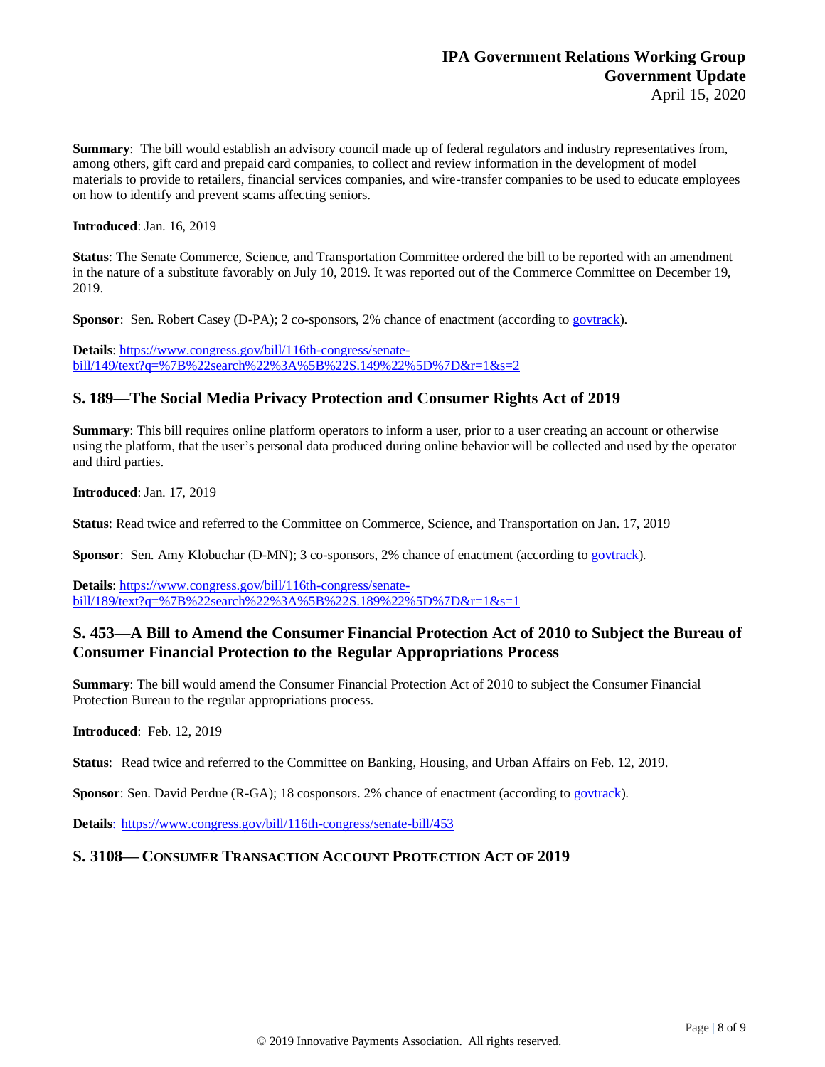**Summary**: The bill would establish an advisory council made up of federal regulators and industry representatives from, among others, gift card and prepaid card companies, to collect and review information in the development of model materials to provide to retailers, financial services companies, and wire-transfer companies to be used to educate employees on how to identify and prevent scams affecting seniors.

**Introduced**: Jan. 16, 2019

**Status**: The Senate Commerce, Science, and Transportation Committee ordered the bill to be reported with an amendment in the nature of a substitute favorably on July 10, 2019. It was reported out of the Commerce Committee on December 19, 2019.

**Sponsor**: Sen. Robert Casey (D-PA); 2 co-sponsors, 2% chance of enactment (according to govtrack).

**Details**: https://www.congress.gov/bill/116th-congress/senate-bill/149/text?q=%7B%22search%22%3A%5B%22S.149%22%5D%7D&r=1&s=2

## S. 189—The Social Media Privacy Protection and Consumer Rights Act of 2019

**Summary**: This bill requires online platform operators to inform a user, prior to a user creating an account or otherwise using the platform, that the user's personal data produced during online behavior will be collected and used by the operator and third parties.

**Introduced**: Jan. 17, 2019

**Status**: Read twice and referred to the Committee on Commerce, Science, and Transportation on Jan. 17, 2019

**Sponsor**: Sen. Amy Klobuchar (D-MN); 3 co-sponsors, 2% chance of enactment (according to govtrack).

**Details**: https://www.congress.gov/bill/116th-congress/senate-bill/189/text?q=%7B%22search%22%3A%5B%22S.189%22%5D%7D&r=1&s=1

## S. 453—A Bill to Amend the Consumer Financial Protection Act of 2010 to Subject the Bureau of Consumer Financial Protection to the Regular Appropriations Process

**Summary**: The bill would amend the Consumer Financial Protection Act of 2010 to subject the Consumer Financial Protection Bureau to the regular appropriations process.

**Introduced**: Feb. 12, 2019

**Status**: Read twice and referred to the Committee on Banking, Housing, and Urban Affairs on Feb. 12, 2019.

**Sponsor**: Sen. David Perdue (R-GA); 18 cosponsors. 2% chance of enactment (according to govtrack).

**Details**: https://www.congress.gov/bill/116th-congress/senate-bill/453

## S. 3108— Consumer Transaction Account Protection Act of 2019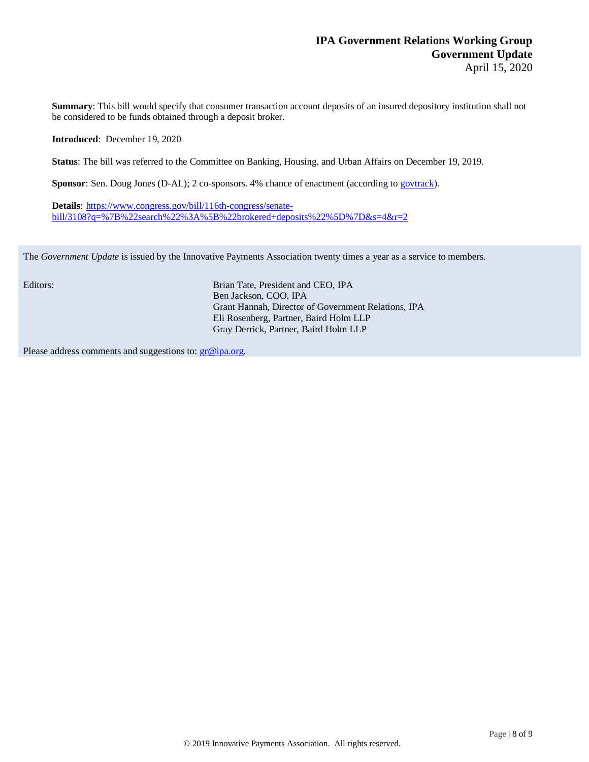**Summary**: This bill would specify that consumer transaction account deposits of an insured depository institution shall not be considered to be funds obtained through a deposit broker.

**Introduced**: December 19, 2020

**Status**: The bill was referred to the Committee on Banking, Housing, and Urban Affairs on December 19, 2019.

**Sponsor**: Sen. Doug Jones (D-AL); 2 co-sponsors. 4% chance of enactment (according to govtrack).

**Details**: https://www.congress.gov/bill/116th-congress/senate-bill/3108?q=%7B%22search%22%3A%5B%22brokered+deposits%22%5D%7D&s=4&r=2

The *Government Update* is issued by the Innovative Payments Association twenty times a year as a service to members.

Editors:

Brian Tate, President and CEO, IPA
Ben Jackson, COO, IPA
Grant Hannah, Director of Government Relations, IPA
Eli Rosenberg, Partner, Baird Holm LLP
Gray Derrick, Partner, Baird Holm LLP

Please address comments and suggestions to: gr@ipa.org.

© 2019 Innovative Payments Association. All rights reserved.